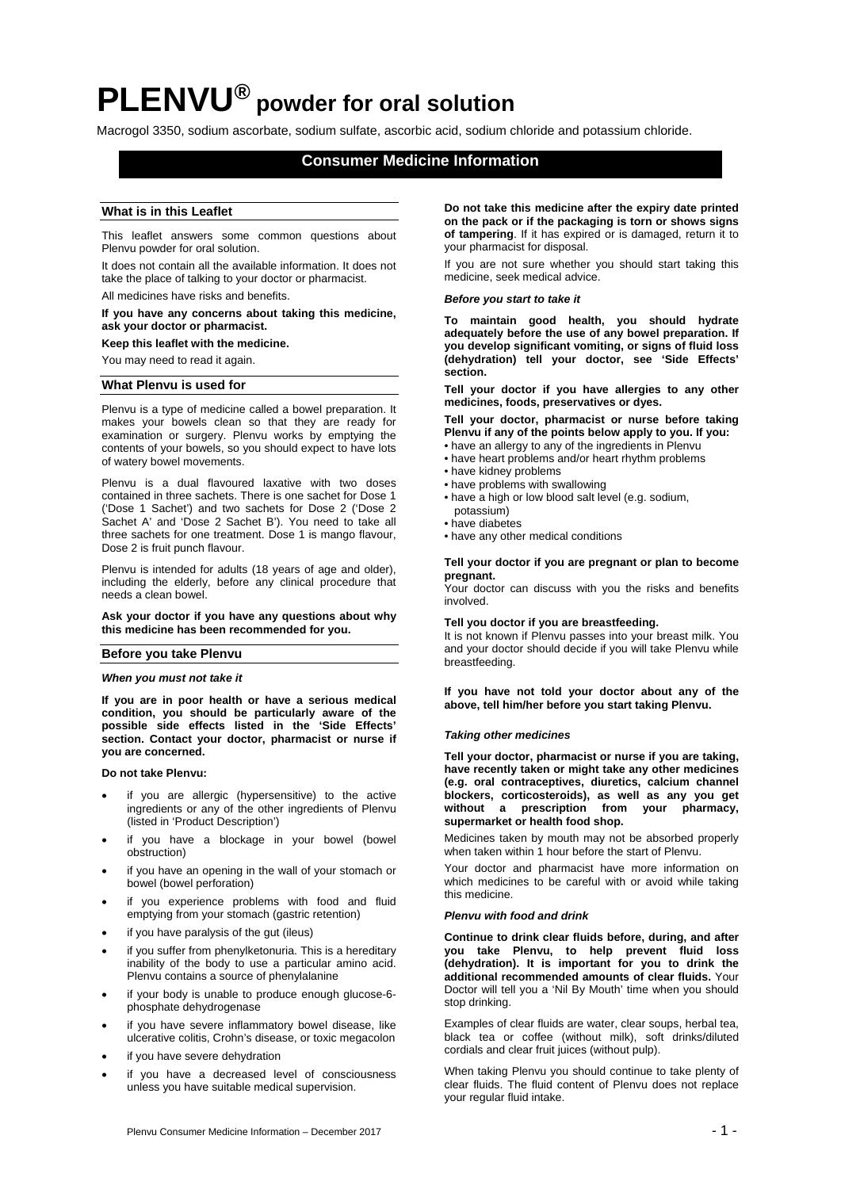# PLENVU® powder for oral solution

Macrogol 3350, sodium ascorbate, sodium sulfate, ascorbic acid, sodium chloride and potassium chloride.

## Consumer Medicine Information

### What is in this Leaflet

This leaflet answers some common questions about Plenvu powder for oral solution.

It does not contain all the available information. It does not take the place of talking to your doctor or pharmacist.

All medicines have risks and benefits.

**If you have any concerns about taking this medicine, ask your doctor or pharmacist.**

**Keep this leaflet with the medicine.**

You may need to read it again.

### What Plenvu is used for

Plenvu is a type of medicine called a bowel preparation. It makes your bowels clean so that they are ready for examination or surgery. Plenvu works by emptying the contents of your bowels, so you should expect to have lots of watery bowel movements.

Plenvu is a dual flavoured laxative with two doses contained in three sachets. There is one sachet for Dose 1 ('Dose 1 Sachet') and two sachets for Dose 2 ('Dose 2 Sachet A' and 'Dose 2 Sachet B'). You need to take all three sachets for one treatment. Dose 1 is mango flavour, Dose 2 is fruit punch flavour.

Plenvu is intended for adults (18 years of age and older), including the elderly, before any clinical procedure that needs a clean bowel.

**Ask your doctor if you have any questions about why this medicine has been recommended for you.**

### Before you take Plenvu

***When you must not take it***

**If you are in poor health or have a serious medical condition, you should be particularly aware of the possible side effects listed in the 'Side Effects' section. Contact your doctor, pharmacist or nurse if you are concerned.**

**Do not take Plenvu:**

- if you are allergic (hypersensitive) to the active ingredients or any of the other ingredients of Plenvu (listed in 'Product Description')
- if you have a blockage in your bowel (bowel obstruction)
- if you have an opening in the wall of your stomach or bowel (bowel perforation)
- if you experience problems with food and fluid emptying from your stomach (gastric retention)
- if you have paralysis of the gut (ileus)
- if you suffer from phenylketonuria. This is a hereditary inability of the body to use a particular amino acid. Plenvu contains a source of phenylalanine
- if your body is unable to produce enough glucose-6-phosphate dehydrogenase
- if you have severe inflammatory bowel disease, like ulcerative colitis, Crohn's disease, or toxic megacolon
- if you have severe dehydration
- if you have a decreased level of consciousness unless you have suitable medical supervision.

**Do not take this medicine after the expiry date printed on the pack or if the packaging is torn or shows signs of tampering**. If it has expired or is damaged, return it to your pharmacist for disposal.

If you are not sure whether you should start taking this medicine, seek medical advice.

***Before you start to take it***

**To maintain good health, you should hydrate adequately before the use of any bowel preparation. If you develop significant vomiting, or signs of fluid loss (dehydration) tell your doctor, see 'Side Effects' section.**

**Tell your doctor if you have allergies to any other medicines, foods, preservatives or dyes.**

**Tell your doctor, pharmacist or nurse before taking Plenvu if any of the points below apply to you. If you:**

- have an allergy to any of the ingredients in Plenvu
- have heart problems and/or heart rhythm problems
- have kidney problems
- have problems with swallowing
- have a high or low blood salt level (e.g. sodium, potassium)
- have diabetes
- have any other medical conditions

**Tell your doctor if you are pregnant or plan to become pregnant.**
Your doctor can discuss with you the risks and benefits involved.

**Tell you doctor if you are breastfeeding.**
It is not known if Plenvu passes into your breast milk. You and your doctor should decide if you will take Plenvu while breastfeeding.

**If you have not told your doctor about any of the above, tell him/her before you start taking Plenvu.**

***Taking other medicines***

**Tell your doctor, pharmacist or nurse if you are taking, have recently taken or might take any other medicines (e.g. oral contraceptives, diuretics, calcium channel blockers, corticosteroids), as well as any you get without a prescription from your pharmacy, supermarket or health food shop.**

Medicines taken by mouth may not be absorbed properly when taken within 1 hour before the start of Plenvu.

Your doctor and pharmacist have more information on which medicines to be careful with or avoid while taking this medicine.

***Plenvu with food and drink***

**Continue to drink clear fluids before, during, and after you take Plenvu, to help prevent fluid loss (dehydration). It is important for you to drink the additional recommended amounts of clear fluids.** Your Doctor will tell you a 'Nil By Mouth' time when you should stop drinking.

Examples of clear fluids are water, clear soups, herbal tea, black tea or coffee (without milk), soft drinks/diluted cordials and clear fruit juices (without pulp).

When taking Plenvu you should continue to take plenty of clear fluids. The fluid content of Plenvu does not replace your regular fluid intake.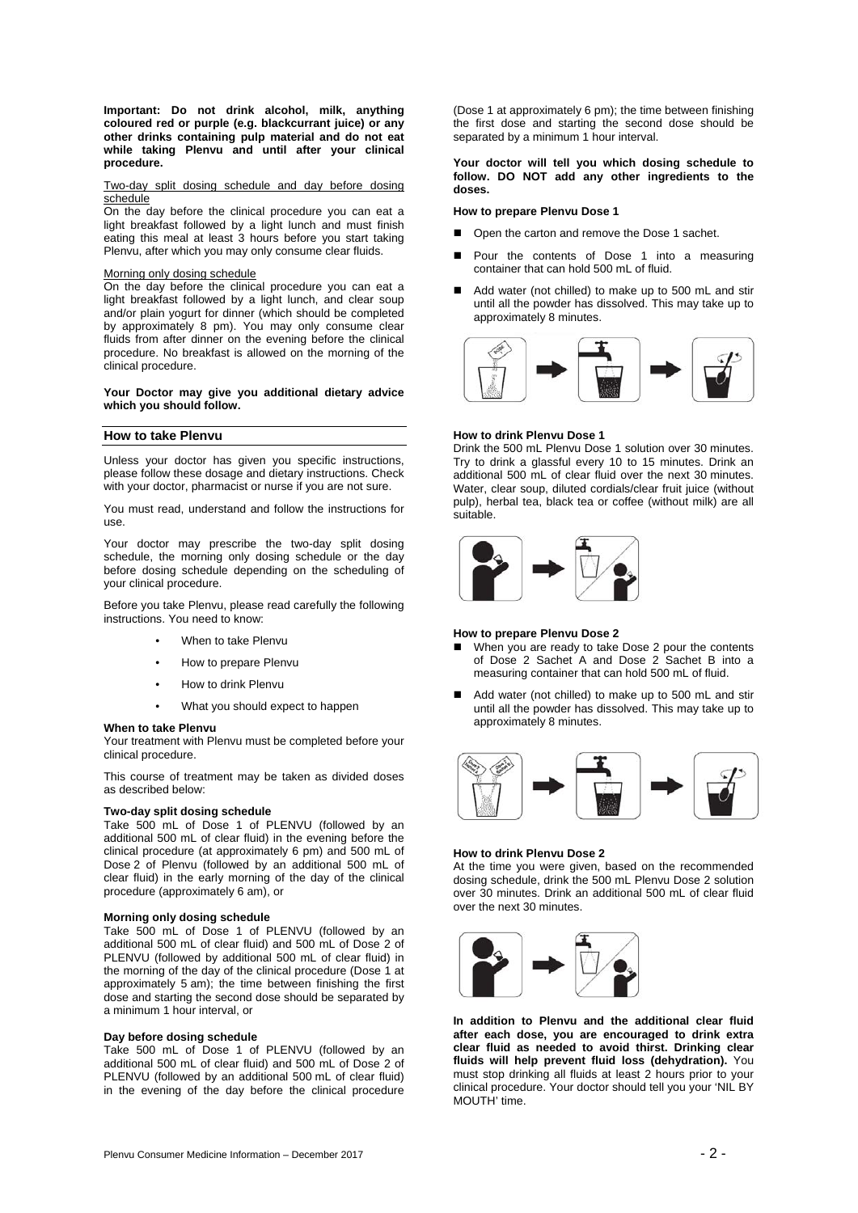**Important: Do not drink alcohol, milk, anything coloured red or purple (e.g. blackcurrant juice) or any other drinks containing pulp material and do not eat while taking Plenvu and until after your clinical procedure.**

Two-day split dosing schedule and day before dosing schedule

On the day before the clinical procedure you can eat a light breakfast followed by a light lunch and must finish eating this meal at least 3 hours before you start taking Plenvu, after which you may only consume clear fluids.

Morning only dosing schedule

On the day before the clinical procedure you can eat a light breakfast followed by a light lunch, and clear soup and/or plain yogurt for dinner (which should be completed by approximately 8 pm). You may only consume clear fluids from after dinner on the evening before the clinical procedure. No breakfast is allowed on the morning of the clinical procedure.

**Your Doctor may give you additional dietary advice which you should follow.**

## How to take Plenvu

Unless your doctor has given you specific instructions, please follow these dosage and dietary instructions. Check with your doctor, pharmacist or nurse if you are not sure.

You must read, understand and follow the instructions for use.

Your doctor may prescribe the two-day split dosing schedule, the morning only dosing schedule or the day before dosing schedule depending on the scheduling of your clinical procedure.

Before you take Plenvu, please read carefully the following instructions. You need to know:

- When to take Plenvu
- How to prepare Plenvu
- How to drink Plenvu
- What you should expect to happen

### When to take Plenvu

Your treatment with Plenvu must be completed before your clinical procedure.

This course of treatment may be taken as divided doses as described below:

**Two-day split dosing schedule**

Take 500 mL of Dose 1 of PLENVU (followed by an additional 500 mL of clear fluid) in the evening before the clinical procedure (at approximately 6 pm) and 500 mL of Dose 2 of Plenvu (followed by an additional 500 mL of clear fluid) in the early morning of the day of the clinical procedure (approximately 6 am), or

**Morning only dosing schedule**

Take 500 mL of Dose 1 of PLENVU (followed by an additional 500 mL of clear fluid) and 500 mL of Dose 2 of PLENVU (followed by additional 500 mL of clear fluid) in the morning of the day of the clinical procedure (Dose 1 at approximately 5 am); the time between finishing the first dose and starting the second dose should be separated by a minimum 1 hour interval, or

**Day before dosing schedule**

Take 500 mL of Dose 1 of PLENVU (followed by an additional 500 mL of clear fluid) and 500 mL of Dose 2 of PLENVU (followed by an additional 500 mL of clear fluid) in the evening of the day before the clinical procedure (Dose 1 at approximately 6 pm); the time between finishing the first dose and starting the second dose should be separated by a minimum 1 hour interval.

**Your doctor will tell you which dosing schedule to follow. DO NOT add any other ingredients to the doses.**

### How to prepare Plenvu Dose 1

- Open the carton and remove the Dose 1 sachet.
- Pour the contents of Dose 1 into a measuring container that can hold 500 mL of fluid.
- Add water (not chilled) to make up to 500 mL and stir until all the powder has dissolved. This may take up to approximately 8 minutes.

### How to drink Plenvu Dose 1

Drink the 500 mL Plenvu Dose 1 solution over 30 minutes. Try to drink a glassful every 10 to 15 minutes. Drink an additional 500 mL of clear fluid over the next 30 minutes. Water, clear soup, diluted cordials/clear fruit juice (without pulp), herbal tea, black tea or coffee (without milk) are all suitable.

### How to prepare Plenvu Dose 2

- When you are ready to take Dose 2 pour the contents of Dose 2 Sachet A and Dose 2 Sachet B into a measuring container that can hold 500 mL of fluid.
- Add water (not chilled) to make up to 500 mL and stir until all the powder has dissolved. This may take up to approximately 8 minutes.

### How to drink Plenvu Dose 2

At the time you were given, based on the recommended dosing schedule, drink the 500 mL Plenvu Dose 2 solution over 30 minutes. Drink an additional 500 mL of clear fluid over the next 30 minutes.

**In addition to Plenvu and the additional clear fluid after each dose, you are encouraged to drink extra clear fluid as needed to avoid thirst. Drinking clear fluids will help prevent fluid loss (dehydration).** You must stop drinking all fluids at least 2 hours prior to your clinical procedure. Your doctor should tell you your 'NIL BY MOUTH' time.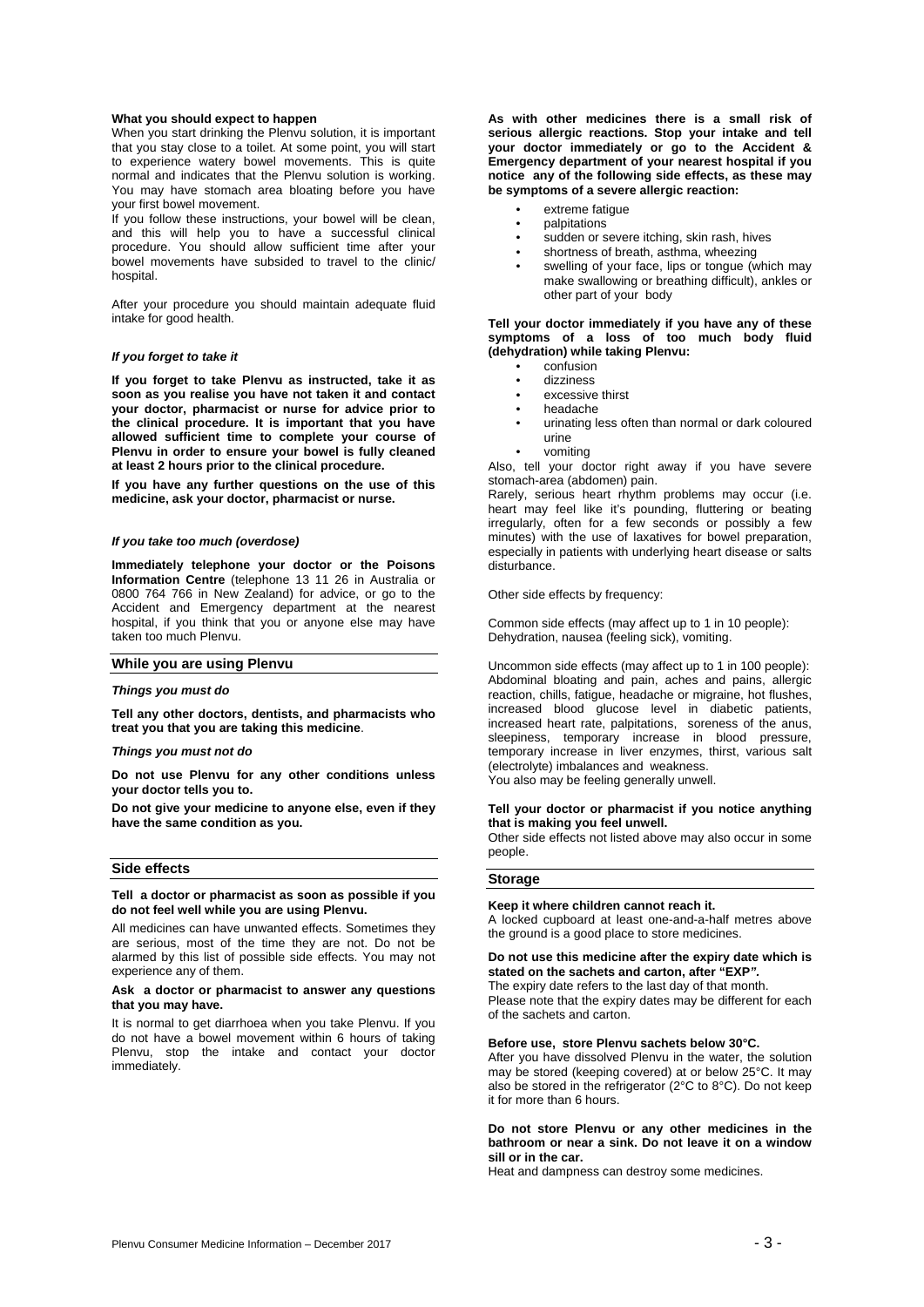**What you should expect to happen**

When you start drinking the Plenvu solution, it is important that you stay close to a toilet. At some point, you will start to experience watery bowel movements. This is quite normal and indicates that the Plenvu solution is working. You may have stomach area bloating before you have your first bowel movement.

If you follow these instructions, your bowel will be clean, and this will help you to have a successful clinical procedure. You should allow sufficient time after your bowel movements have subsided to travel to the clinic/ hospital.

After your procedure you should maintain adequate fluid intake for good health.

***If you forget to take it***

**If you forget to take Plenvu as instructed, take it as soon as you realise you have not taken it and contact your doctor, pharmacist or nurse for advice prior to the clinical procedure. It is important that you have allowed sufficient time to complete your course of Plenvu in order to ensure your bowel is fully cleaned at least 2 hours prior to the clinical procedure.**

**If you have any further questions on the use of this medicine, ask your doctor, pharmacist or nurse.**

***If you take too much (overdose)***

**Immediately telephone your doctor or the Poisons Information Centre** (telephone 13 11 26 in Australia or 0800 764 766 in New Zealand) for advice, or go to the Accident and Emergency department at the nearest hospital, if you think that you or anyone else may have taken too much Plenvu.

## While you are using Plenvu

***Things you must do***

**Tell any other doctors, dentists, and pharmacists who treat you that you are taking this medicine**.

***Things you must not do***

**Do not use Plenvu for any other conditions unless your doctor tells you to.**

**Do not give your medicine to anyone else, even if they have the same condition as you.**

## Side effects

**Tell a doctor or pharmacist as soon as possible if you do not feel well while you are using Plenvu.**

All medicines can have unwanted effects. Sometimes they are serious, most of the time they are not. Do not be alarmed by this list of possible side effects. You may not experience any of them.

**Ask a doctor or pharmacist to answer any questions that you may have.**

It is normal to get diarrhoea when you take Plenvu. If you do not have a bowel movement within 6 hours of taking Plenvu, stop the intake and contact your doctor immediately.

**As with other medicines there is a small risk of serious allergic reactions. Stop your intake and tell your doctor immediately or go to the Accident & Emergency department of your nearest hospital if you notice any of the following side effects, as these may be symptoms of a severe allergic reaction:**

- extreme fatigue
- palpitations
- sudden or severe itching, skin rash, hives
- shortness of breath, asthma, wheezing
- swelling of your face, lips or tongue (which may make swallowing or breathing difficult), ankles or other part of your body

**Tell your doctor immediately if you have any of these symptoms of a loss of too much body fluid (dehydration) while taking Plenvu:**

- confusion
- dizziness
- excessive thirst
- headache
- urinating less often than normal or dark coloured urine
- vomiting

Also, tell your doctor right away if you have severe stomach-area (abdomen) pain.

Rarely, serious heart rhythm problems may occur (i.e. heart may feel like it's pounding, fluttering or beating irregularly, often for a few seconds or possibly a few minutes) with the use of laxatives for bowel preparation, especially in patients with underlying heart disease or salts disturbance.

Other side effects by frequency:

Common side effects (may affect up to 1 in 10 people):
Dehydration, nausea (feeling sick), vomiting.

Uncommon side effects (may affect up to 1 in 100 people):
Abdominal bloating and pain, aches and pains, allergic reaction, chills, fatigue, headache or migraine, hot flushes, increased blood glucose level in diabetic patients, increased heart rate, palpitations, soreness of the anus, sleepiness, temporary increase in blood pressure, temporary increase in liver enzymes, thirst, various salt (electrolyte) imbalances and weakness.
You also may be feeling generally unwell.

**Tell your doctor or pharmacist if you notice anything that is making you feel unwell.**

Other side effects not listed above may also occur in some people.

## Storage

**Keep it where children cannot reach it.**

A locked cupboard at least one-and-a-half metres above the ground is a good place to store medicines.

**Do not use this medicine after the expiry date which is stated on the sachets and carton, after "EXP".**

The expiry date refers to the last day of that month.
Please note that the expiry dates may be different for each of the sachets and carton.

**Before use, store Plenvu sachets below 30°C.**

After you have dissolved Plenvu in the water, the solution may be stored (keeping covered) at or below 25°C. It may also be stored in the refrigerator (2°C to 8°C). Do not keep it for more than 6 hours.

**Do not store Plenvu or any other medicines in the bathroom or near a sink. Do not leave it on a window sill or in the car.**

Heat and dampness can destroy some medicines.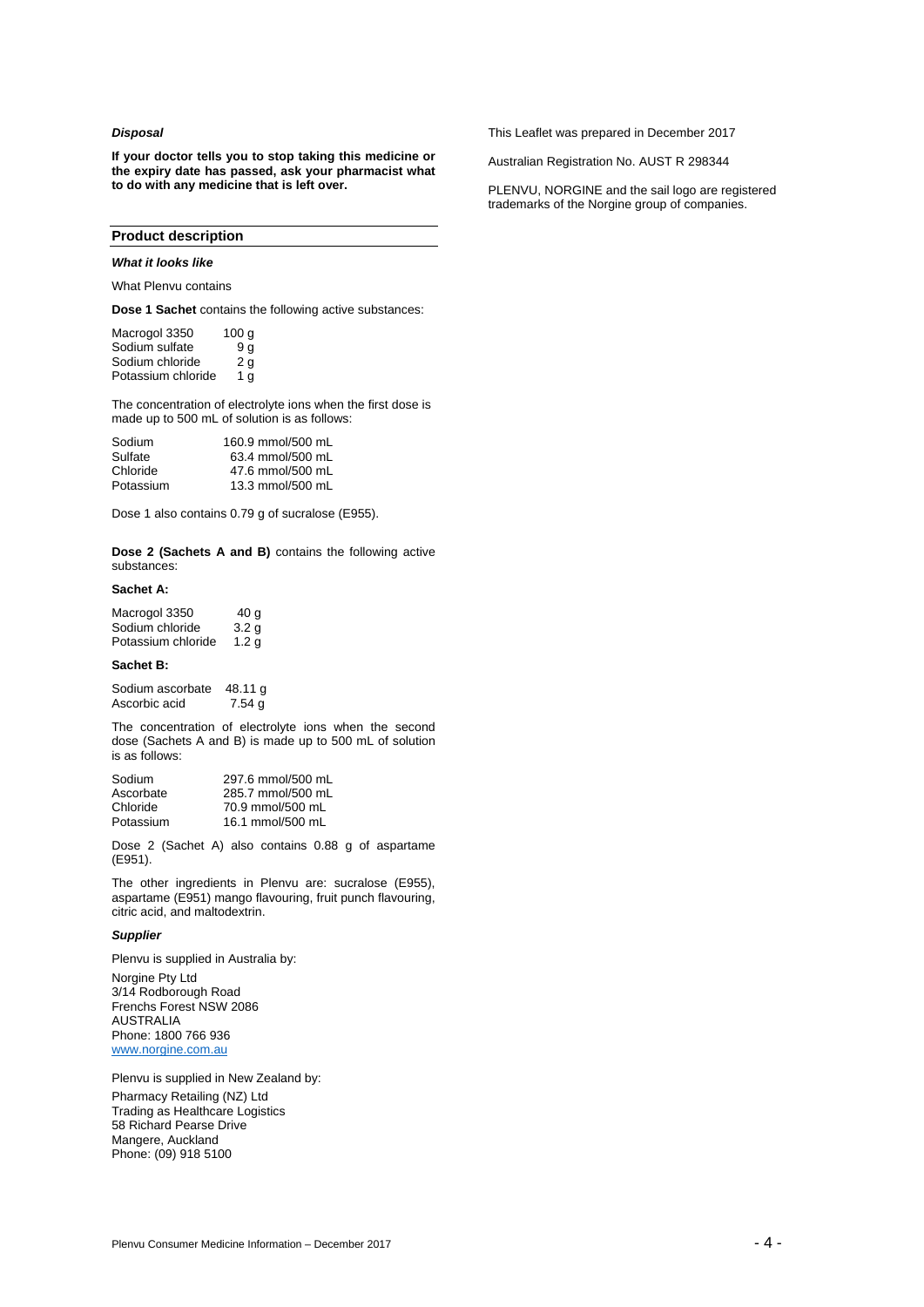### *Disposal*

**If your doctor tells you to stop taking this medicine or the expiry date has passed, ask your pharmacist what to do with any medicine that is left over.**

## Product description

### *What it looks like*

What Plenvu contains

**Dose 1 Sachet** contains the following active substances:

| | |
|---|---|
| Macrogol 3350 | 100 g |
| Sodium sulfate | 9 g |
| Sodium chloride | 2 g |
| Potassium chloride | 1 g |

The concentration of electrolyte ions when the first dose is made up to 500 mL of solution is as follows:

| | |
|---|---|
| Sodium | 160.9 mmol/500 mL |
| Sulfate | 63.4 mmol/500 mL |
| Chloride | 47.6 mmol/500 mL |
| Potassium | 13.3 mmol/500 mL |

Dose 1 also contains 0.79 g of sucralose (E955).

**Dose 2 (Sachets A and B)** contains the following active substances:

**Sachet A:**

| | |
|---|---|
| Macrogol 3350 | 40 g |
| Sodium chloride | 3.2 g |
| Potassium chloride | 1.2 g |

**Sachet B:**

| | |
|---|---|
| Sodium ascorbate | 48.11 g |
| Ascorbic acid | 7.54 g |

The concentration of electrolyte ions when the second dose (Sachets A and B) is made up to 500 mL of solution is as follows:

| | |
|---|---|
| Sodium | 297.6 mmol/500 mL |
| Ascorbate | 285.7 mmol/500 mL |
| Chloride | 70.9 mmol/500 mL |
| Potassium | 16.1 mmol/500 mL |

Dose 2 (Sachet A) also contains 0.88 g of aspartame (E951).

The other ingredients in Plenvu are: sucralose (E955), aspartame (E951) mango flavouring, fruit punch flavouring, citric acid, and maltodextrin.

### *Supplier*

Plenvu is supplied in Australia by:

Norgine Pty Ltd
3/14 Rodborough Road
Frenchs Forest NSW 2086
AUSTRALIA
Phone: 1800 766 936
www.norgine.com.au

Plenvu is supplied in New Zealand by:

Pharmacy Retailing (NZ) Ltd
Trading as Healthcare Logistics
58 Richard Pearse Drive
Mangere, Auckland
Phone: (09) 918 5100

This Leaflet was prepared in December 2017

Australian Registration No. AUST R 298344

PLENVU, NORGINE and the sail logo are registered trademarks of the Norgine group of companies.